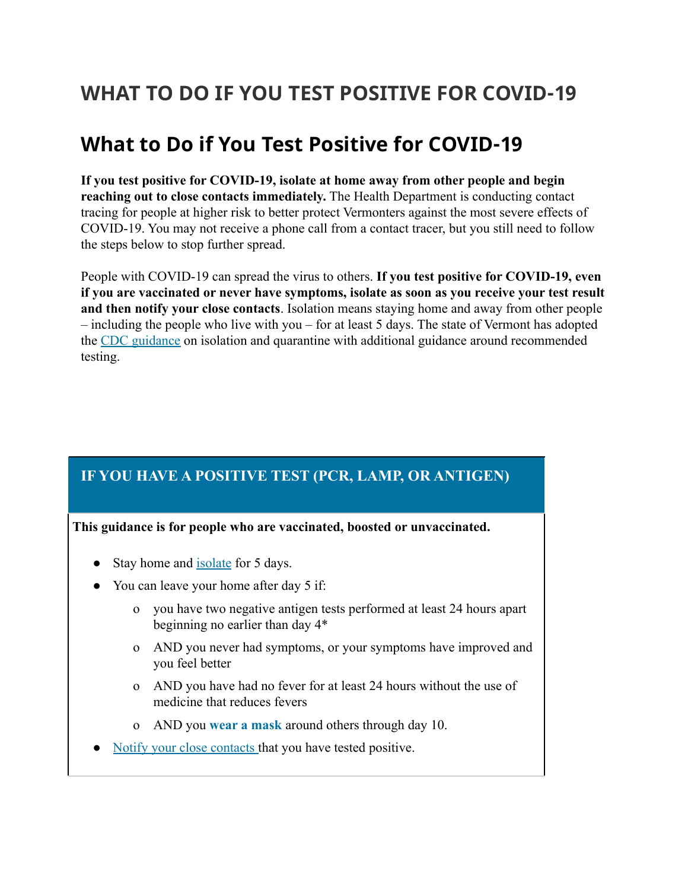# WHAT TO DO IF YOU TEST POSITIVE FOR COVID-19

## What to Do if You Test Positive for COVID-19

**If you test positive for COVID-19, isolate at home away from other people and begin reaching out to close contacts immediately.** The Health Department is conducting contact tracing for people at higher risk to better protect Vermonters against the most severe effects of COVID-19. You may not receive a phone call from a contact tracer, but you still need to follow the steps below to stop further spread.

People with COVID-19 can spread the virus to others. **If you test positive for COVID-19, even if you are vaccinated or never have symptoms, isolate as soon as you receive your test result and then notify your close contacts**. Isolation means staying home and away from other people – including the people who live with you – for at least 5 days. The state of Vermont has adopted the CDC guidance on isolation and quarantine with additional guidance around recommended testing.

### IF YOU HAVE A POSITIVE TEST (PCR, LAMP, OR ANTIGEN)

**This guidance is for people who are vaccinated, boosted or unvaccinated.**

- Stay home and isolate for 5 days.
- You can leave your home after day 5 if:
  - you have two negative antigen tests performed at least 24 hours apart beginning no earlier than day 4*
  - AND you never had symptoms, or your symptoms have improved and you feel better
  - AND you have had no fever for at least 24 hours without the use of medicine that reduces fevers
  - AND you **wear a mask** around others through day 10.
- Notify your close contacts that you have tested positive.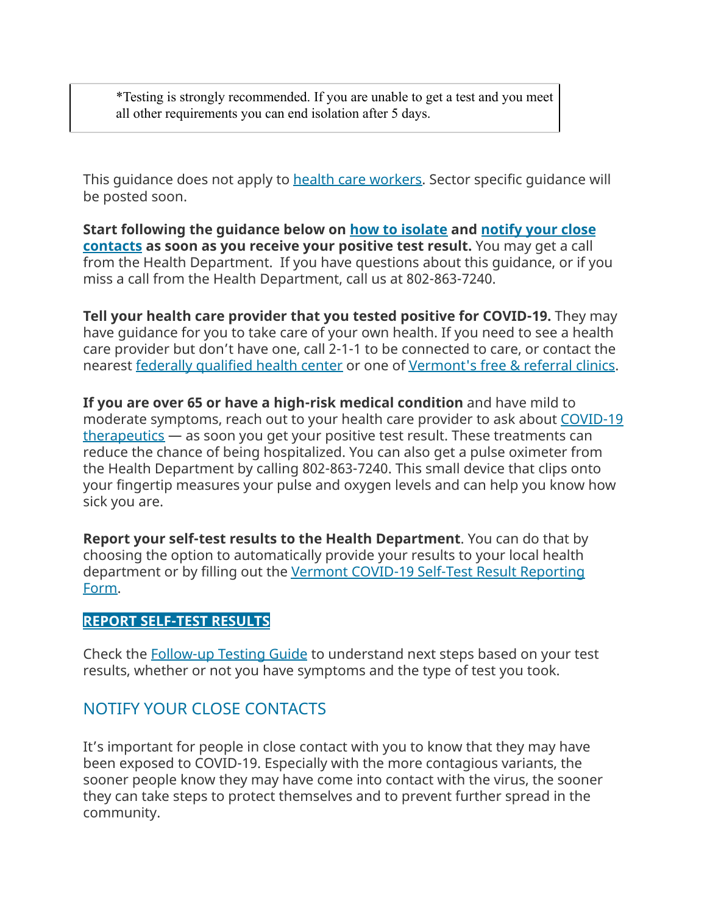*Testing is strongly recommended. If you are unable to get a test and you meet all other requirements you can end isolation after 5 days.

This guidance does not apply to health care workers. Sector specific guidance will be posted soon.

**Start following the guidance below on how to isolate and notify your close contacts as soon as you receive your positive test result.** You may get a call from the Health Department. If you have questions about this guidance, or if you miss a call from the Health Department, call us at 802-863-7240.

**Tell your health care provider that you tested positive for COVID-19.** They may have guidance for you to take care of your own health. If you need to see a health care provider but don't have one, call 2-1-1 to be connected to care, or contact the nearest federally qualified health center or one of Vermont's free & referral clinics.

**If you are over 65 or have a high-risk medical condition** and have mild to moderate symptoms, reach out to your health care provider to ask about COVID-19 therapeutics — as soon you get your positive test result. These treatments can reduce the chance of being hospitalized. You can also get a pulse oximeter from the Health Department by calling 802-863-7240. This small device that clips onto your fingertip measures your pulse and oxygen levels and can help you know how sick you are.

**Report your self-test results to the Health Department**. You can do that by choosing the option to automatically provide your results to your local health department or by filling out the Vermont COVID-19 Self-Test Result Reporting Form.

**REPORT SELF-TEST RESULTS**

Check the Follow-up Testing Guide to understand next steps based on your test results, whether or not you have symptoms and the type of test you took.

## NOTIFY YOUR CLOSE CONTACTS

It's important for people in close contact with you to know that they may have been exposed to COVID-19. Especially with the more contagious variants, the sooner people know they may have come into contact with the virus, the sooner they can take steps to protect themselves and to prevent further spread in the community.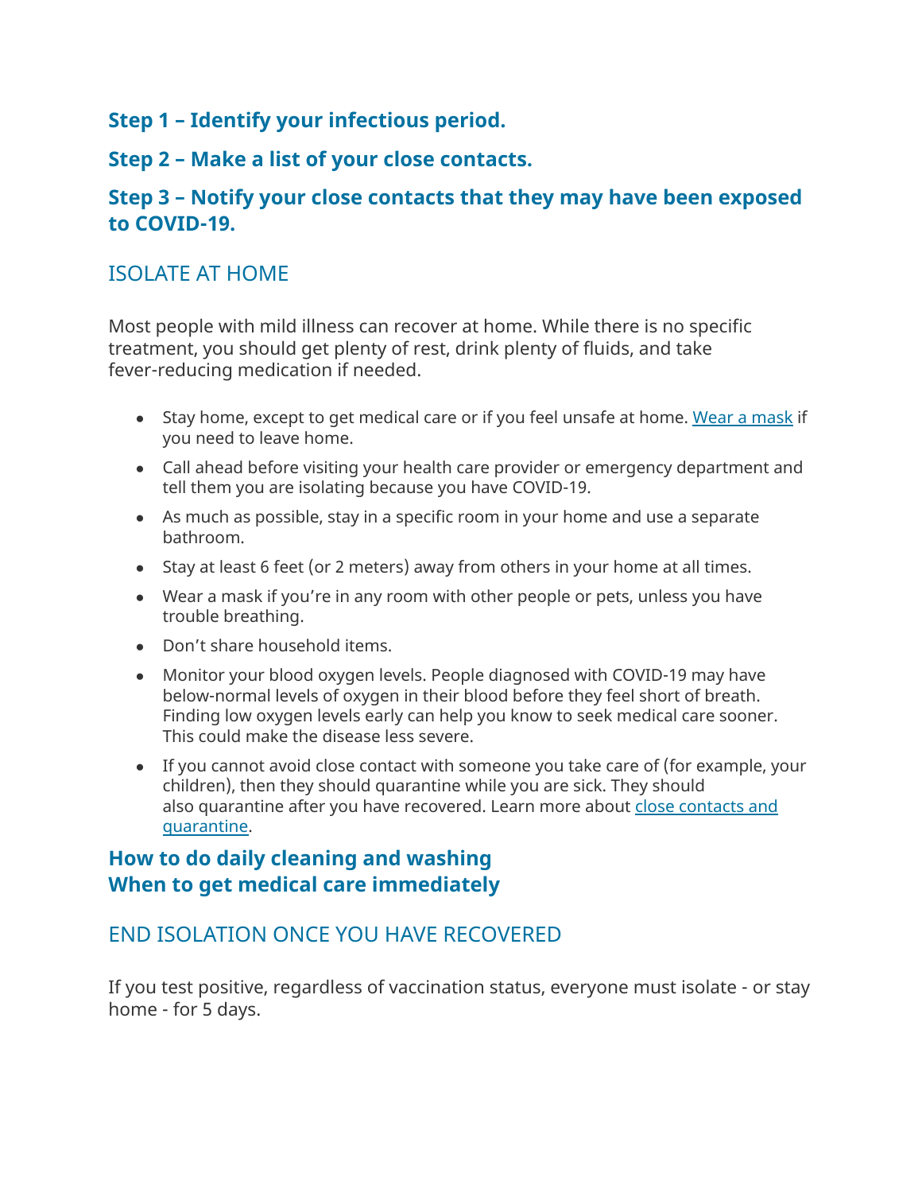### Step 1 – Identify your infectious period.

### Step 2 – Make a list of your close contacts.

### Step 3 – Notify your close contacts that they may have been exposed to COVID-19.

## ISOLATE AT HOME

Most people with mild illness can recover at home. While there is no specific treatment, you should get plenty of rest, drink plenty of fluids, and take fever-reducing medication if needed.

- Stay home, except to get medical care or if you feel unsafe at home. Wear a mask if you need to leave home.
- Call ahead before visiting your health care provider or emergency department and tell them you are isolating because you have COVID-19.
- As much as possible, stay in a specific room in your home and use a separate bathroom.
- Stay at least 6 feet (or 2 meters) away from others in your home at all times.
- Wear a mask if you're in any room with other people or pets, unless you have trouble breathing.
- Don't share household items.
- Monitor your blood oxygen levels. People diagnosed with COVID-19 may have below-normal levels of oxygen in their blood before they feel short of breath. Finding low oxygen levels early can help you know to seek medical care sooner. This could make the disease less severe.
- If you cannot avoid close contact with someone you take care of (for example, your children), then they should quarantine while you are sick. They should also quarantine after you have recovered. Learn more about close contacts and quarantine.

### How to do daily cleaning and washing
### When to get medical care immediately

## END ISOLATION ONCE YOU HAVE RECOVERED

If you test positive, regardless of vaccination status, everyone must isolate - or stay home - for 5 days.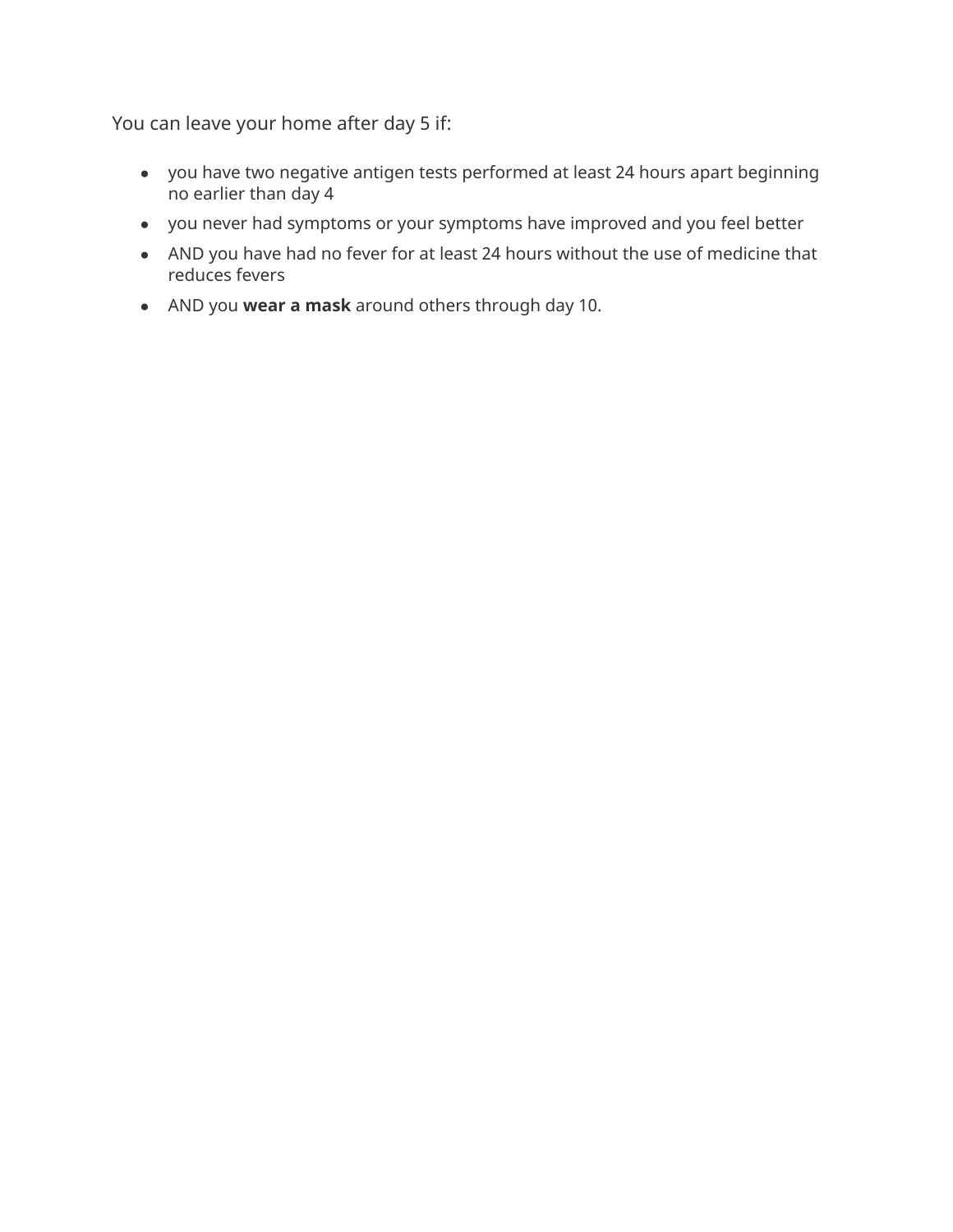You can leave your home after day 5 if:

- you have two negative antigen tests performed at least 24 hours apart beginning no earlier than day 4
- you never had symptoms or your symptoms have improved and you feel better
- AND you have had no fever for at least 24 hours without the use of medicine that reduces fevers
- AND you **wear a mask** around others through day 10.